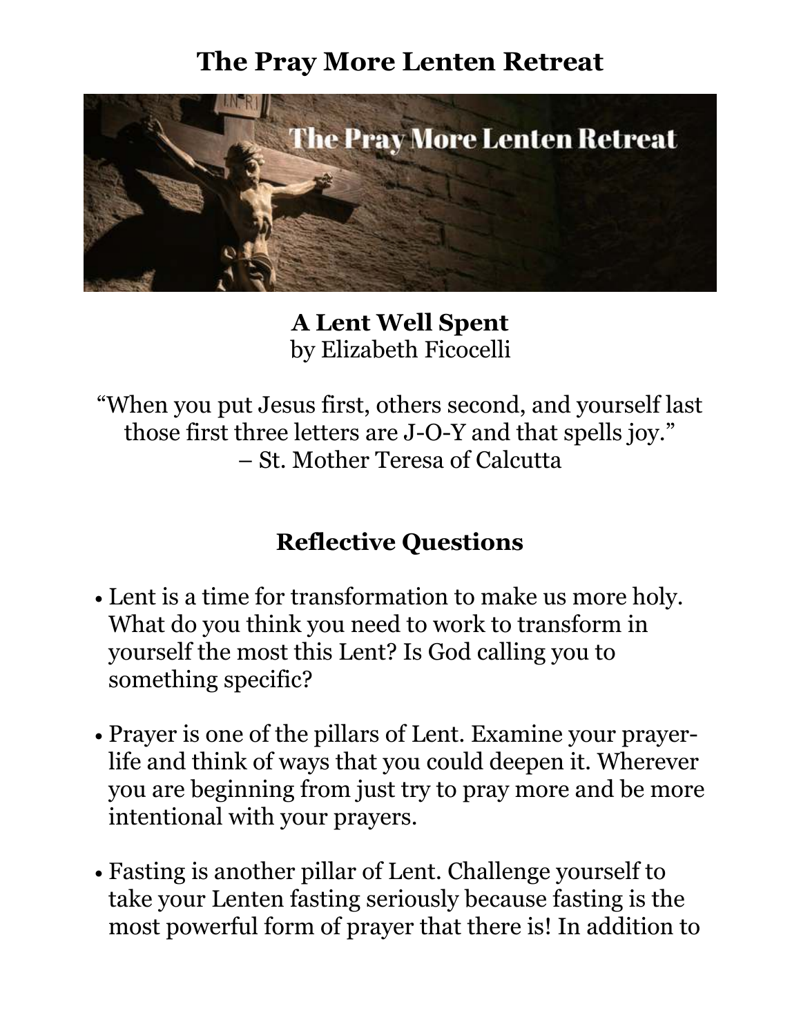# The Pray More Lenten Retreat

**A Lent Well Spent**
by Elizabeth Ficocelli

"When you put Jesus first, others second, and yourself last those first three letters are J-O-Y and that spells joy."
– St. Mother Teresa of Calcutta

## Reflective Questions

- Lent is a time for transformation to make us more holy. What do you think you need to work to transform in yourself the most this Lent? Is God calling you to something specific?

- Prayer is one of the pillars of Lent. Examine your prayer-life and think of ways that you could deepen it. Wherever you are beginning from just try to pray more and be more intentional with your prayers.

- Fasting is another pillar of Lent. Challenge yourself to take your Lenten fasting seriously because fasting is the most powerful form of prayer that there is! In addition to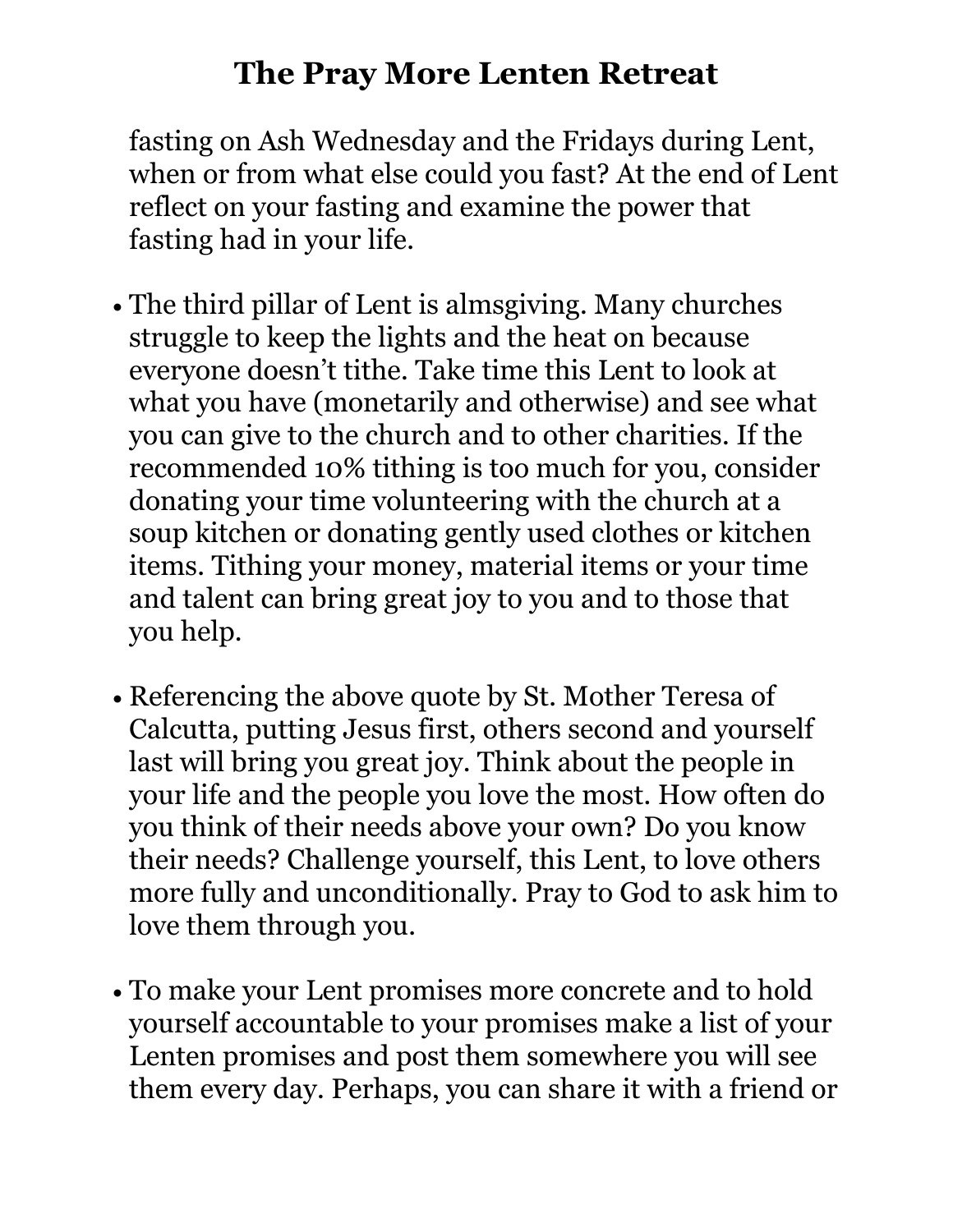fasting on Ash Wednesday and the Fridays during Lent, when or from what else could you fast? At the end of Lent reflect on your fasting and examine the power that fasting had in your life.

- The third pillar of Lent is almsgiving. Many churches struggle to keep the lights and the heat on because everyone doesn't tithe. Take time this Lent to look at what you have (monetarily and otherwise) and see what you can give to the church and to other charities. If the recommended 10% tithing is too much for you, consider donating your time volunteering with the church at a soup kitchen or donating gently used clothes or kitchen items. Tithing your money, material items or your time and talent can bring great joy to you and to those that you help.

- Referencing the above quote by St. Mother Teresa of Calcutta, putting Jesus first, others second and yourself last will bring you great joy. Think about the people in your life and the people you love the most. How often do you think of their needs above your own? Do you know their needs? Challenge yourself, this Lent, to love others more fully and unconditionally. Pray to God to ask him to love them through you.

- To make your Lent promises more concrete and to hold yourself accountable to your promises make a list of your Lenten promises and post them somewhere you will see them every day. Perhaps, you can share it with a friend or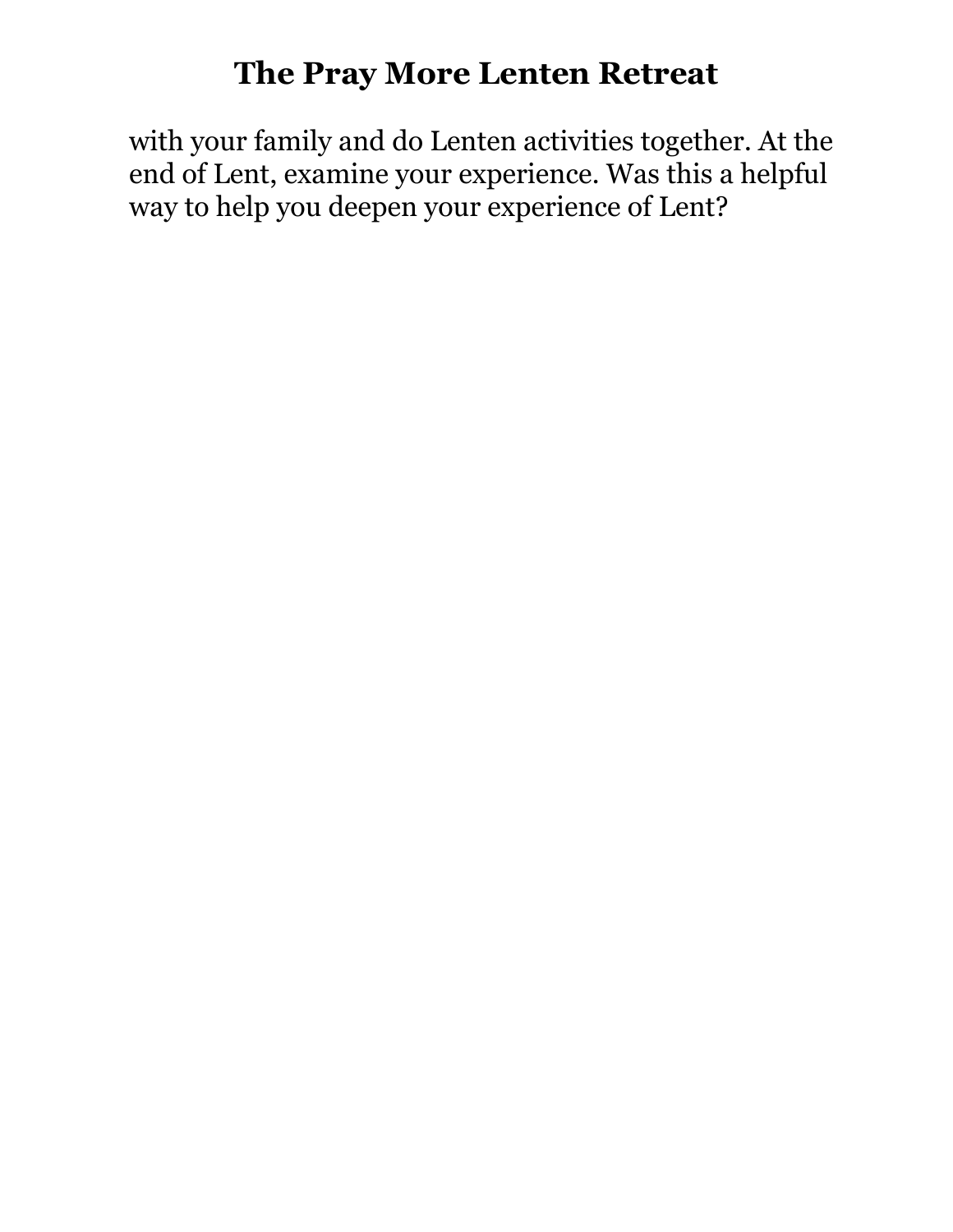with your family and do Lenten activities together. At the end of Lent, examine your experience. Was this a helpful way to help you deepen your experience of Lent?